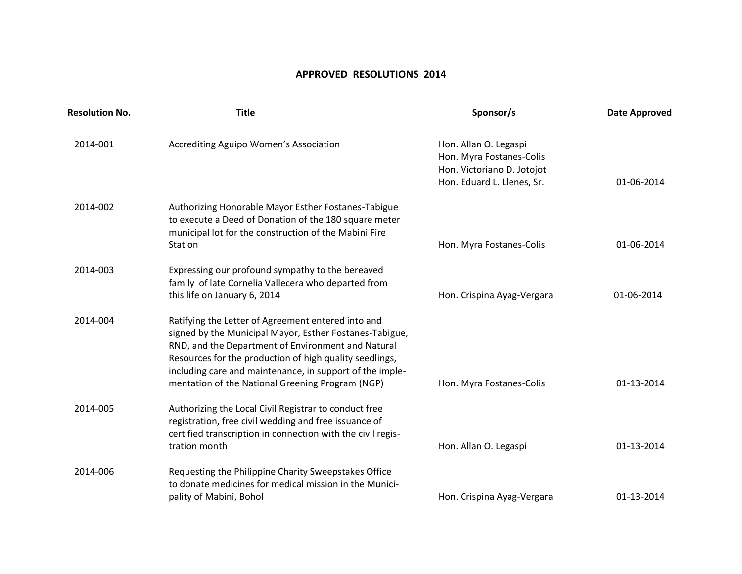# APPROVED RESOLUTIONS 2014

| Resolution No. | Title | Sponsor/s | Date Approved |
| --- | --- | --- | --- |
| 2014-001 | Accrediting Aguipo Women's Association | Hon. Allan O. Legaspi<br>Hon. Myra Fostanes-Colis<br>Hon. Victoriano D. Jotojot<br>Hon. Eduard L. Llenes, Sr. | 01-06-2014 |
| 2014-002 | Authorizing Honorable Mayor Esther Fostanes-Tabigue to execute a Deed of Donation of the 180 square meter municipal lot for the construction of the Mabini Fire Station | Hon. Myra Fostanes-Colis | 01-06-2014 |
| 2014-003 | Expressing our profound sympathy to the bereaved family of late Cornelia Vallecera who departed from this life on January 6, 2014 | Hon. Crispina Ayag-Vergara | 01-06-2014 |
| 2014-004 | Ratifying the Letter of Agreement entered into and signed by the Municipal Mayor, Esther Fostanes-Tabigue, RND, and the Department of Environment and Natural Resources for the production of high quality seedlings, including care and maintenance, in support of the implementation of the National Greening Program (NGP) | Hon. Myra Fostanes-Colis | 01-13-2014 |
| 2014-005 | Authorizing the Local Civil Registrar to conduct free registration, free civil wedding and free issuance of certified transcription in connection with the civil registration month | Hon. Allan O. Legaspi | 01-13-2014 |
| 2014-006 | Requesting the Philippine Charity Sweepstakes Office to donate medicines for medical mission in the Municipality of Mabini, Bohol | Hon. Crispina Ayag-Vergara | 01-13-2014 |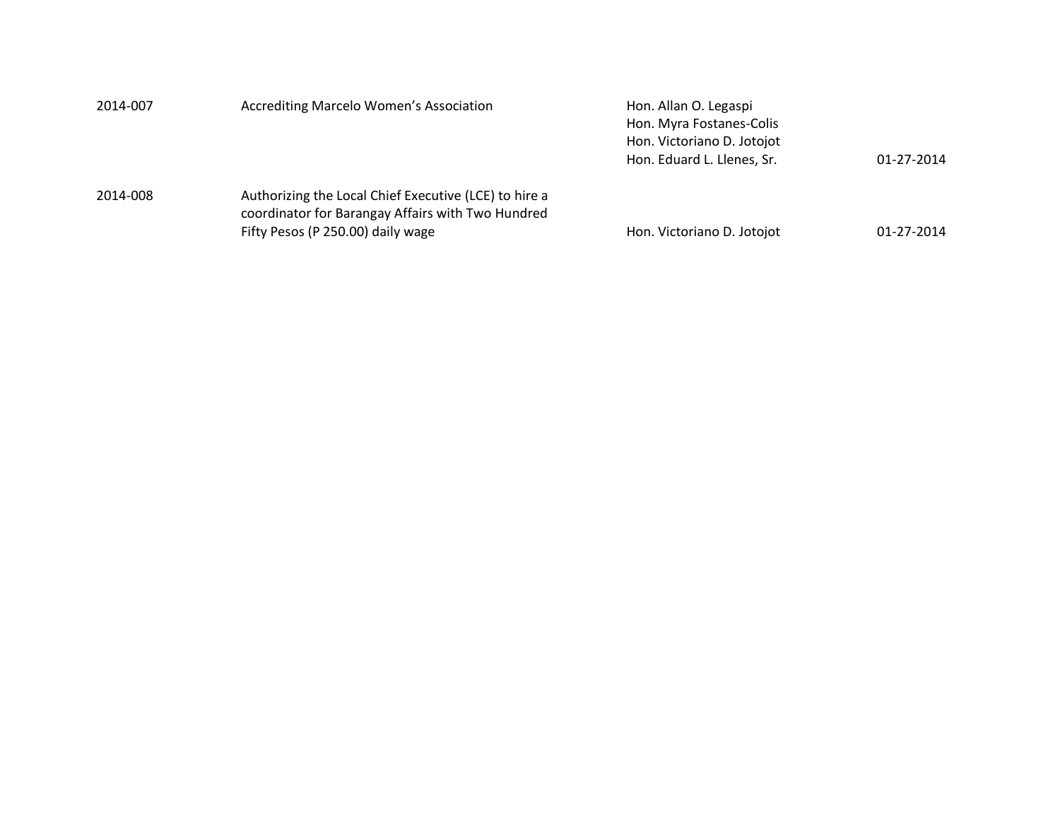| | | | |
|---|---|---|---|
| 2014-007 | Accrediting Marcelo Women's Association | Hon. Allan O. Legaspi<br>Hon. Myra Fostanes-Colis<br>Hon. Victoriano D. Jotojot<br>Hon. Eduard L. Llenes, Sr. | 01-27-2014 |
| 2014-008 | Authorizing the Local Chief Executive (LCE) to hire a coordinator for Barangay Affairs with Two Hundred Fifty Pesos (P 250.00) daily wage | Hon. Victoriano D. Jotojot | 01-27-2014 |